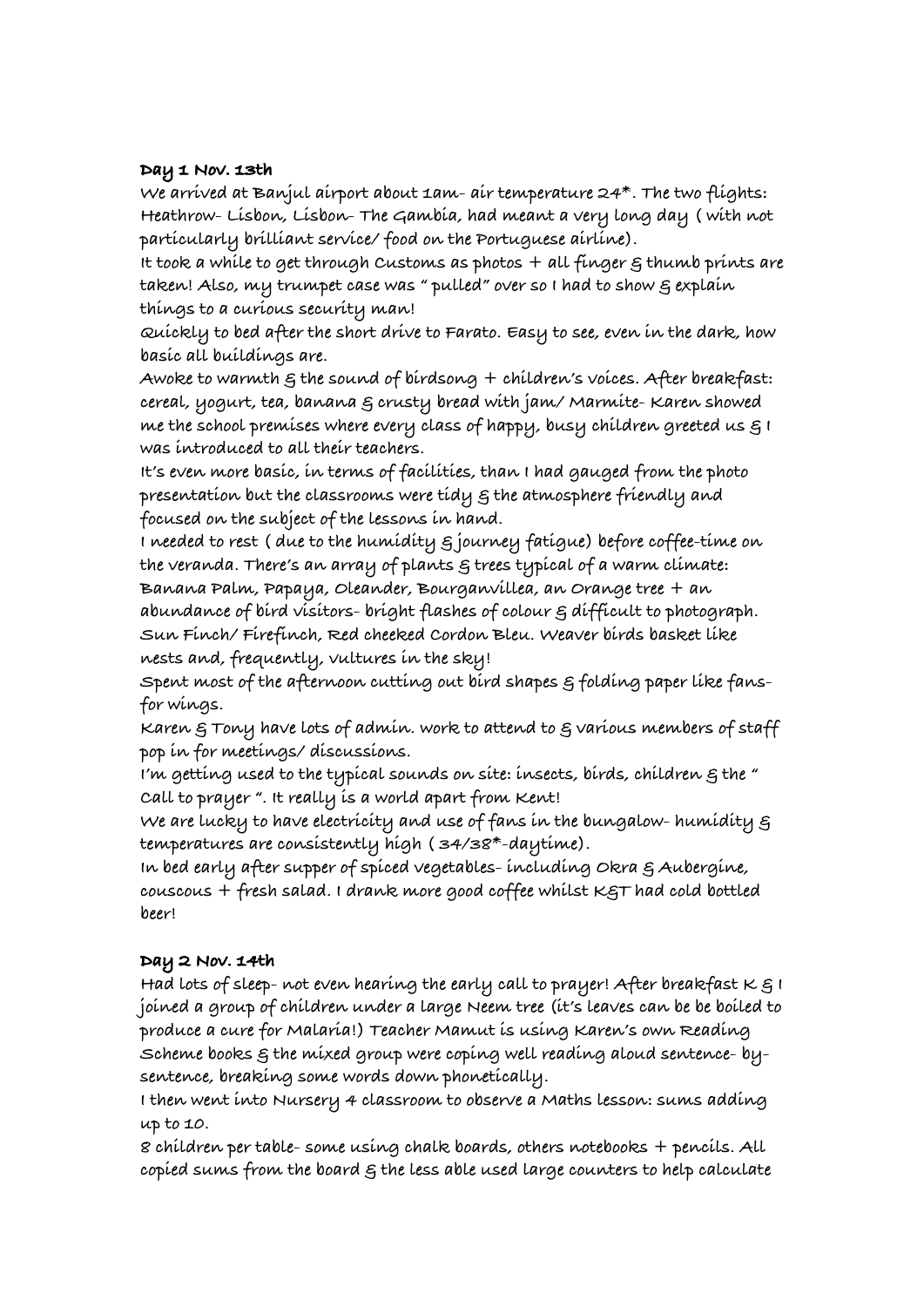**Day 1 Nov. 13th**

We arrived at Banjul airport about 1am- air temperature 24*. The two flights: Heathrow- Lisbon, Lisbon- The Gambia, had meant a very long day ( with not particularly brilliant service/ food on the Portuguese airline).

It took a while to get through Customs as photos + all finger & thumb prints are taken! Also, my trumpet case was " pulled" over so I had to show & explain things to a curious security man!

Quickly to bed after the short drive to Farato. Easy to see, even in the dark, how basic all buildings are.

Awoke to warmth & the sound of birdsong + children's voices. After breakfast: cereal, yogurt, tea, banana & crusty bread with jam/ Marmite- Karen showed me the school premises where every class of happy, busy children greeted us & I was introduced to all their teachers.

It's even more basic, in terms of facilities, than I had gauged from the photo presentation but the classrooms were tidy & the atmosphere friendly and focused on the subject of the lessons in hand.

I needed to rest ( due to the humidity & journey fatigue) before coffee-time on the veranda. There's an array of plants & trees typical of a warm climate: Banana Palm, Papaya, Oleander, Bourganvillea, an Orange tree + an abundance of bird visitors- bright flashes of colour & difficult to photograph. Sun Finch/ Firefinch, Red cheeked Cordon Bleu. Weaver birds basket like nests and, frequently, vultures in the sky!

Spent most of the afternoon cutting out bird shapes & folding paper like fans- for wings.

Karen & Tony have lots of admin. work to attend to & various members of staff pop in for meetings/ discussions.

I'm getting used to the typical sounds on site: insects, birds, children & the " Call to prayer ". It really is a world apart from Kent!

We are lucky to have electricity and use of fans in the bungalow- humidity & temperatures are consistently high ( 34/38*-daytime).

In bed early after supper of spiced vegetables- including Okra & Aubergine, couscous + fresh salad. I drank more good coffee whilst K&T had cold bottled beer!

**Day 2 Nov. 14th**

Had lots of sleep- not even hearing the early call to prayer! After breakfast K & I joined a group of children under a large Neem tree (it's leaves can be be boiled to produce a cure for Malaria!) Teacher Mamut is using Karen's own Reading Scheme books & the mixed group were coping well reading aloud sentence- by- sentence, breaking some words down phonetically.

I then went into Nursery 4 classroom to observe a Maths lesson: sums adding up to 10.

8 children per table- some using chalk boards, others notebooks + pencils. All copied sums from the board & the less able used large counters to help calculate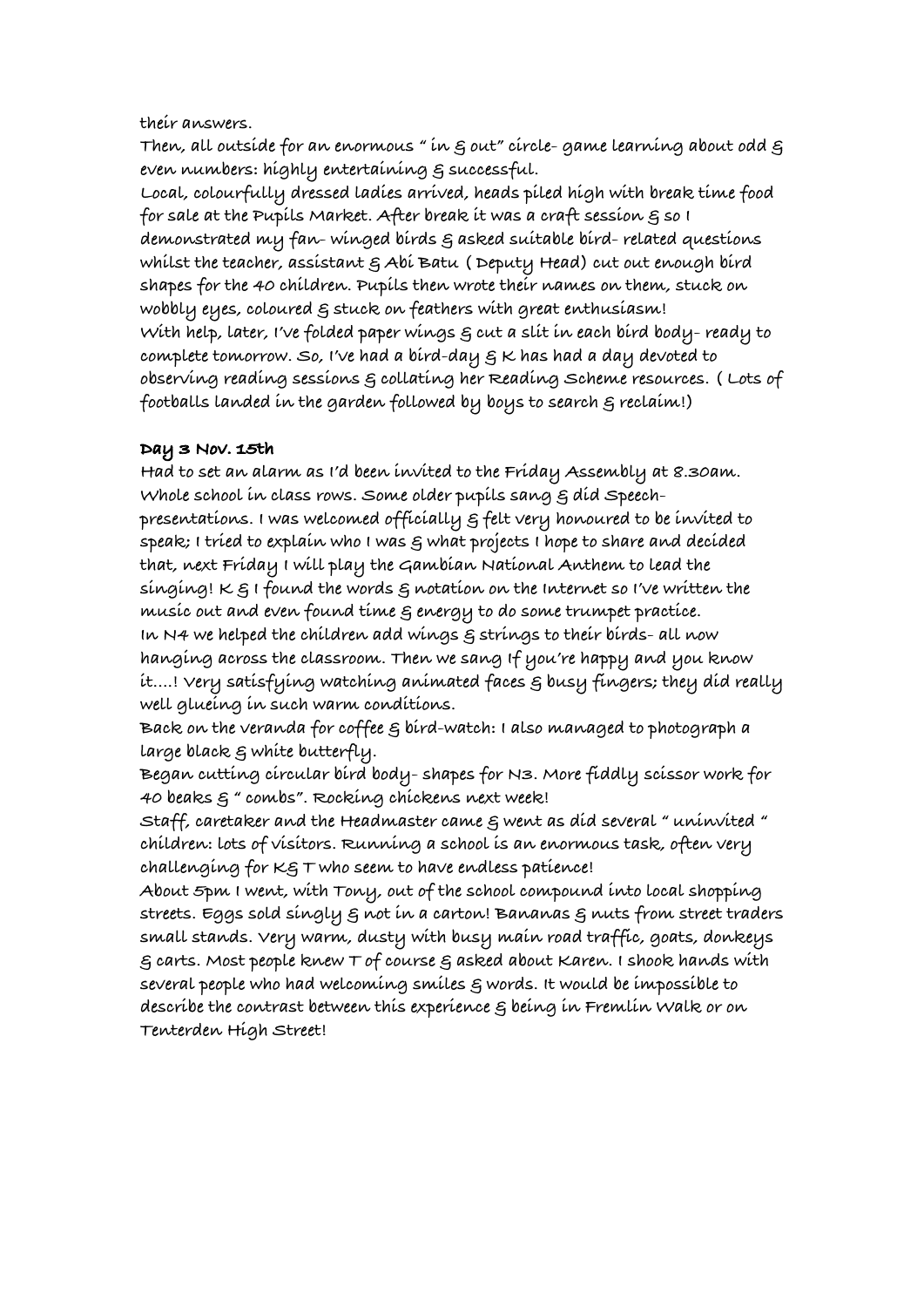their answers.
Then, all outside for an enormous " in & out" circle- game learning about odd & even numbers: highly entertaining & successful.
Local, colourfully dressed ladies arrived, heads piled high with break time food for sale at the Pupils Market. After break it was a craft session & so I demonstrated my fan- winged birds & asked suitable bird- related questions whilst the teacher, assistant & Abi Batu ( Deputy Head) cut out enough bird shapes for the 40 children. Pupils then wrote their names on them, stuck on wobbly eyes, coloured & stuck on feathers with great enthusiasm!
With help, later, I've folded paper wings & cut a slit in each bird body- ready to complete tomorrow. So, I've had a bird-day & K has had a day devoted to observing reading sessions & collating her Reading Scheme resources. ( Lots of footballs landed in the garden followed by boys to search & reclaim!)

**Day 3 Nov. 15th**

Had to set an alarm as I'd been invited to the Friday Assembly at 8.30am. Whole school in class rows. Some older pupils sang & did Speech- presentations. I was welcomed officially & felt very honoured to be invited to speak; I tried to explain who I was & what projects I hope to share and decided that, next Friday I will play the Gambian National Anthem to lead the singing! K & I found the words & notation on the Internet so I've written the music out and even found time & energy to do some trumpet practice.
In N4 we helped the children add wings & strings to their birds- all now hanging across the classroom. Then we sang If you're happy and you know it....! Very satisfying watching animated faces & busy fingers; they did really well glueing in such warm conditions.
Back on the veranda for coffee & bird-watch: I also managed to photograph a large black & white butterfly.
Began cutting circular bird body- shapes for N3. More fiddly scissor work for 40 beaks & " combs". Rocking chickens next week!
Staff, caretaker and the Headmaster came & went as did several " uninvited " children: lots of visitors. Running a school is an enormous task, often very challenging for K& T who seem to have endless patience!
About 5pm I went, with Tony, out of the school compound into local shopping streets. Eggs sold singly & not in a carton! Bananas & nuts from street traders small stands. Very warm, dusty with busy main road traffic, goats, donkeys & carts. Most people knew T of course & asked about Karen. I shook hands with several people who had welcoming smiles & words. It would be impossible to describe the contrast between this experience & being in Fremlin Walk or on Tenterden High Street!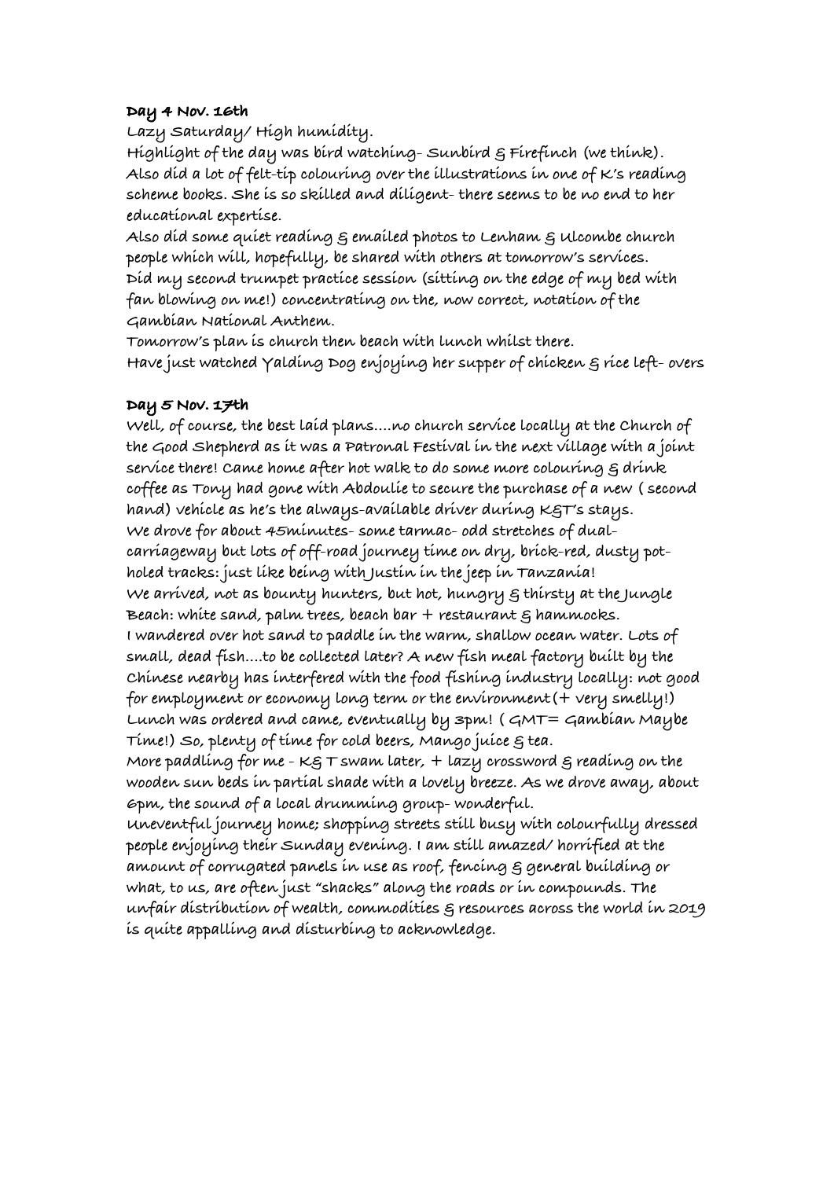**Day 4 Nov. 16th**

Lazy Saturday/ High humidity.

Highlight of the day was bird watching- Sunbird & Firefinch (we think).
Also did a lot of felt-tip colouring over the illustrations in one of K's reading scheme books. She is so skilled and diligent- there seems to be no end to her educational expertise.

Also did some quiet reading & emailed photos to Lenham & Ulcombe church people which will, hopefully, be shared with others at tomorrow's services.

Did my second trumpet practice session (sitting on the edge of my bed with fan blowing on me!) concentrating on the, now correct, notation of the Gambian National Anthem.

Tomorrow's plan is church then beach with lunch whilst there.

Have just watched Yalding Dog enjoying her supper of chicken & rice left- overs

**Day 5 Nov. 17th**

Well, of course, the best laid plans....no church service locally at the Church of the Good Shepherd as it was a Patronal Festival in the next village with a joint service there! Came home after hot walk to do some more colouring & drink coffee as Tony had gone with Abdoulie to secure the purchase of a new ( second hand) vehicle as he's the always-available driver during K&T's stays.

We drove for about 45minutes- some tarmac- odd stretches of dual-carriageway but lots of off-road journey time on dry, brick-red, dusty pot-holed tracks: just like being with Justin in the jeep in Tanzania!

We arrived, not as bounty hunters, but hot, hungry & thirsty at the Jungle Beach: white sand, palm trees, beach bar + restaurant & hammocks.

I wandered over hot sand to paddle in the warm, shallow ocean water. Lots of small, dead fish....to be collected later? A new fish meal factory built by the Chinese nearby has interfered with the food fishing industry locally: not good for employment or economy long term or the environment(+ very smelly!)

Lunch was ordered and came, eventually by 3pm! ( GMT= Gambian Maybe Time!) So, plenty of time for cold beers, Mango juice & tea.

More paddling for me - K& T swam later, + lazy crossword & reading on the wooden sun beds in partial shade with a lovely breeze. As we drove away, about 6pm, the sound of a local drumming group- wonderful.

Uneventful journey home; shopping streets still busy with colourfully dressed people enjoying their Sunday evening. I am still amazed/ horrified at the amount of corrugated panels in use as roof, fencing & general building or what, to us, are often just "shacks" along the roads or in compounds. The unfair distribution of wealth, commodities & resources across the world in 2019 is quite appalling and disturbing to acknowledge.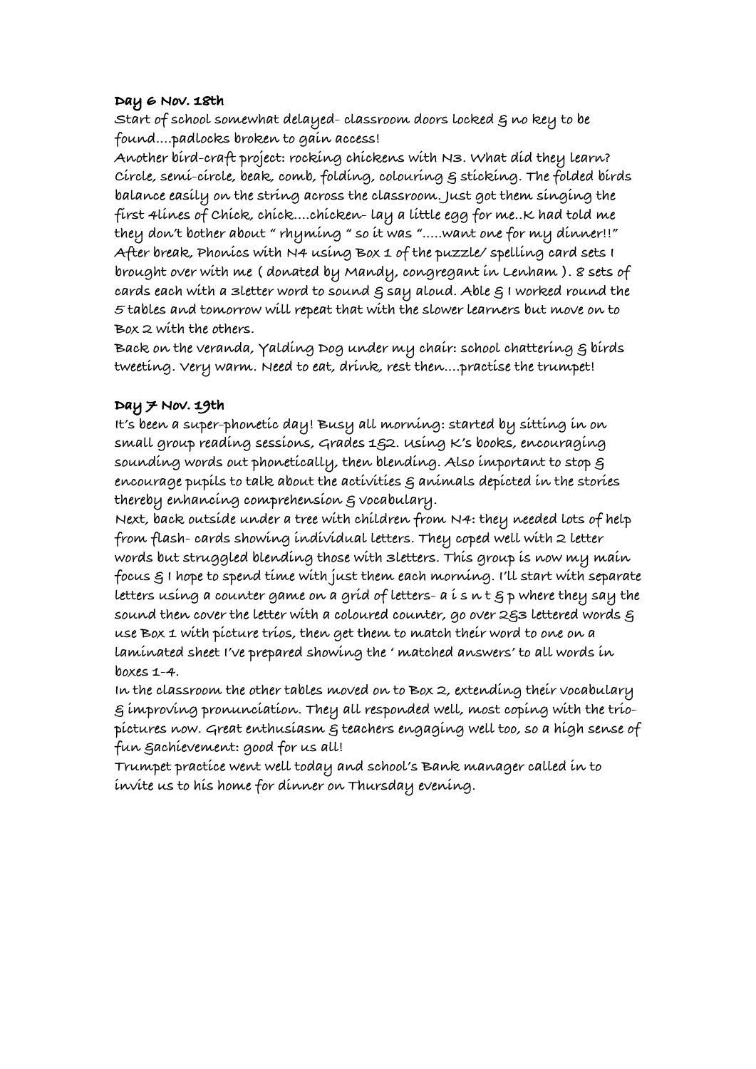**Day 6 Nov. 18th**

Start of school somewhat delayed- classroom doors locked & no key to be found….padlocks broken to gain access!

Another bird-craft project: rocking chickens with N3. What did they learn? Circle, semi-circle, beak, comb, folding, colouring & sticking. The folded birds balance easily on the string across the classroom. Just got them singing the first 4lines of Chick, chick….chicken- lay a little egg for me..K had told me they don't bother about " rhyming " so it was "…..want one for my dinner!!"

After break, Phonics with N4 using Box 1 of the puzzle/ spelling card sets I brought over with me ( donated by Mandy, congregant in Lenham ). 8 sets of cards each with a 3letter word to sound & say aloud. Able & I worked round the 5 tables and tomorrow will repeat that with the slower learners but move on to Box 2 with the others.

Back on the veranda, Yalding Dog under my chair: school chattering & birds tweeting. Very warm. Need to eat, drink, rest then….practise the trumpet!

**Day 7 Nov. 19th**

It's been a super-phonetic day! Busy all morning: started by sitting in on small group reading sessions, Grades 1&2. Using K's books, encouraging sounding words out phonetically, then blending. Also important to stop & encourage pupils to talk about the activities & animals depicted in the stories thereby enhancing comprehension & vocabulary.

Next, back outside under a tree with children from N4: they needed lots of help from flash- cards showing individual letters. They coped well with 2 letter words but struggled blending those with 3letters. This group is now my main focus & I hope to spend time with just them each morning. I'll start with separate letters using a counter game on a grid of letters- a i s n t & p where they say the sound then cover the letter with a coloured counter, go over 2&3 lettered words & use Box 1 with picture trios, then get them to match their word to one on a laminated sheet I've prepared showing the ' matched answers' to all words in boxes 1-4.

In the classroom the other tables moved on to Box 2, extending their vocabulary & improving pronunciation. They all responded well, most coping with the trio-pictures now. Great enthusiasm & teachers engaging well too, so a high sense of fun &achievement: good for us all!

Trumpet practice went well today and school's Bank manager called in to invite us to his home for dinner on Thursday evening.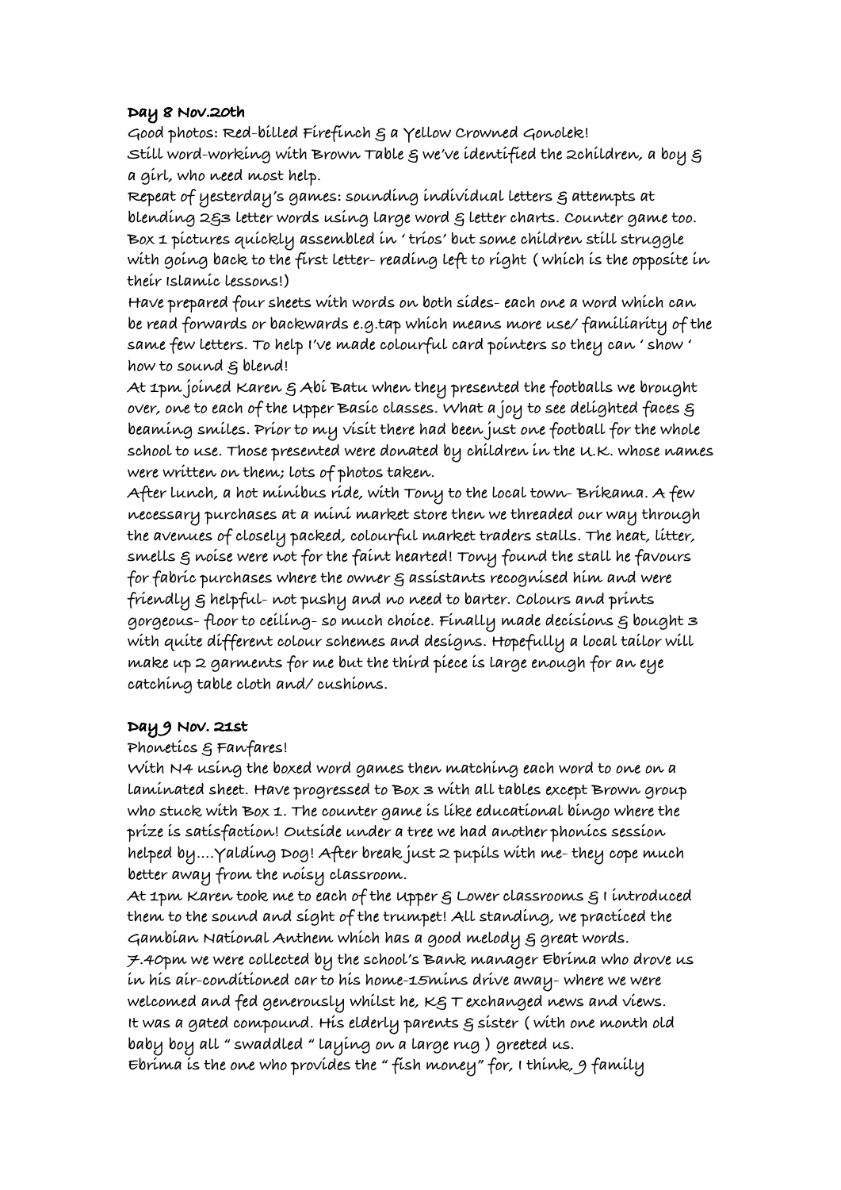**Day 8 Nov.20th**

Good photos: Red-billed Firefinch & a Yellow Crowned Gonolek!

Still word-working with Brown Table & we've identified the 2children, a boy & a girl, who need most help.

Repeat of yesterday's games: sounding individual letters & attempts at blending 2&3 letter words using large word & letter charts. Counter game too. Box 1 pictures quickly assembled in ' trios' but some children still struggle with going back to the first letter- reading left to right ( which is the opposite in their Islamic lessons!)

Have prepared four sheets with words on both sides- each one a word which can be read forwards or backwards e.g.tap which means more use/ familiarity of the same few letters. To help I've made colourful card pointers so they can ' show ' how to sound & blend!

At 1pm joined Karen & Abi Batu when they presented the footballs we brought over, one to each of the Upper Basic classes. What a joy to see delighted faces & beaming smiles. Prior to my visit there had been just one football for the whole school to use. Those presented were donated by children in the U.K. whose names were written on them; lots of photos taken.

After lunch, a hot minibus ride, with Tony to the local town- Brikama. A few necessary purchases at a mini market store then we threaded our way through the avenues of closely packed, colourful market traders stalls. The heat, litter, smells & noise were not for the faint hearted! Tony found the stall he favours for fabric purchases where the owner & assistants recognised him and were friendly & helpful- not pushy and no need to barter. Colours and prints gorgeous- floor to ceiling- so much choice. Finally made decisions & bought 3 with quite different colour schemes and designs. Hopefully a local tailor will make up 2 garments for me but the third piece is large enough for an eye catching table cloth and/ cushions.

**Day 9 Nov. 21st**

Phonetics & Fanfares!

With N4 using the boxed word games then matching each word to one on a laminated sheet. Have progressed to Box 3 with all tables except Brown group who stuck with Box 1. The counter game is like educational bingo where the prize is satisfaction! Outside under a tree we had another phonics session helped by....Yalding Dog! After break just 2 pupils with me- they cope much better away from the noisy classroom.

At 1pm Karen took me to each of the Upper & Lower classrooms & I introduced them to the sound and sight of the trumpet! All standing, we practiced the Gambian National Anthem which has a good melody & great words.

7.40pm we were collected by the school's Bank manager Ebrima who drove us in his air-conditioned car to his home-15mins drive away- where we were welcomed and fed generously whilst he, K& T exchanged news and views. It was a gated compound. His elderly parents & sister ( with one month old baby boy all " swaddled " laying on a large rug ) greeted us.

Ebrima is the one who provides the " fish money" for, I think, 9 family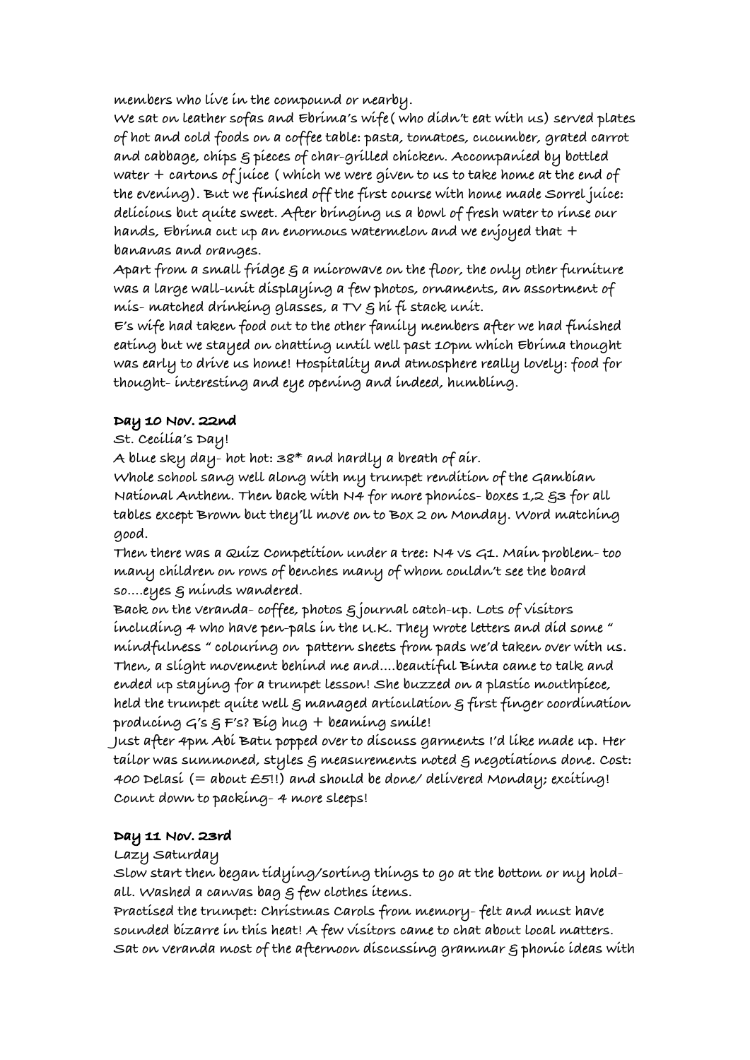members who live in the compound or nearby.

We sat on leather sofas and Ebrima's wife( who didn't eat with us) served plates of hot and cold foods on a coffee table: pasta, tomatoes, cucumber, grated carrot and cabbage, chips & pieces of char-grilled chicken. Accompanied by bottled water + cartons of juice ( which we were given to us to take home at the end of the evening). But we finished off the first course with home made Sorrel juice: delicious but quite sweet. After bringing us a bowl of fresh water to rinse our hands, Ebrima cut up an enormous watermelon and we enjoyed that + bananas and oranges.

Apart from a small fridge & a microwave on the floor, the only other furniture was a large wall-unit displaying a few photos, ornaments, an assortment of mis- matched drinking glasses, a TV & hi fi stack unit.

E's wife had taken food out to the other family members after we had finished eating but we stayed on chatting until well past 10pm which Ebrima thought was early to drive us home! Hospitality and atmosphere really lovely: food for thought- interesting and eye opening and indeed, humbling.

**Day 10 Nov. 22nd**

St. Cecilia's Day!

A blue sky day- hot hot: 38* and hardly a breath of air.

Whole school sang well along with my trumpet rendition of the Gambian National Anthem. Then back with N4 for more phonics- boxes 1,2 &3 for all tables except Brown but they'll move on to Box 2 on Monday. Word matching good.

Then there was a Quiz Competition under a tree: N4 vs G1. Main problem- too many children on rows of benches many of whom couldn't see the board so....eyes & minds wandered.

Back on the veranda- coffee, photos & journal catch-up. Lots of visitors including 4 who have pen-pals in the U.K. They wrote letters and did some " mindfulness " colouring on pattern sheets from pads we'd taken over with us. Then, a slight movement behind me and....beautiful Binta came to talk and ended up staying for a trumpet lesson! She buzzed on a plastic mouthpiece, held the trumpet quite well & managed articulation & first finger coordination producing G's & F's? Big hug + beaming smile!

Just after 4pm Abi Batu popped over to discuss garments I'd like made up. Her tailor was summoned, styles & measurements noted & negotiations done. Cost: 400 Delasi (= about £5!!) and should be done/ delivered Monday; exciting! Count down to packing- 4 more sleeps!

**Day 11 Nov. 23rd**

Lazy Saturday

Slow start then began tidying/sorting things to go at the bottom or my hold-all. Washed a canvas bag & few clothes items.

Practised the trumpet: Christmas Carols from memory- felt and must have sounded bizarre in this heat! A few visitors came to chat about local matters. Sat on veranda most of the afternoon discussing grammar & phonic ideas with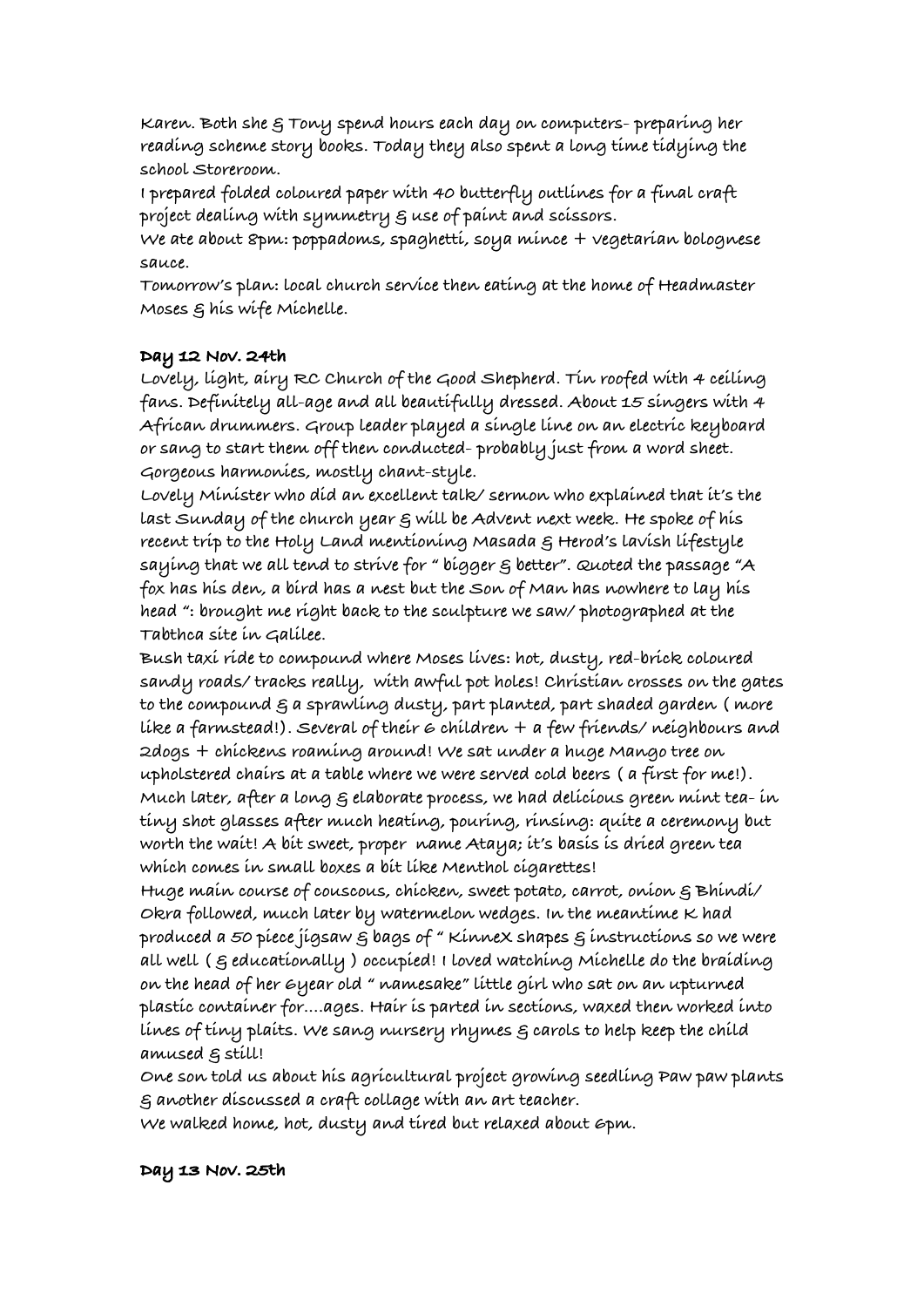Karen. Both she & Tony spend hours each day on computers- preparing her reading scheme story books. Today they also spent a long time tidying the school Storeroom.

I prepared folded coloured paper with 40 butterfly outlines for a final craft project dealing with symmetry & use of paint and scissors.

We ate about 8pm: poppadoms, spaghetti, soya mince + vegetarian bolognese sauce.

Tomorrow's plan: local church service then eating at the home of Headmaster Moses & his wife Michelle.

**Day 12 Nov. 24th**

Lovely, light, airy RC Church of the Good Shepherd. Tin roofed with 4 ceiling fans. Definitely all-age and all beautifully dressed. About 15 singers with 4 African drummers. Group leader played a single line on an electric keyboard or sang to start them off then conducted- probably just from a word sheet. Gorgeous harmonies, mostly chant-style.

Lovely Minister who did an excellent talk/ sermon who explained that it's the last Sunday of the church year & will be Advent next week. He spoke of his recent trip to the Holy Land mentioning Masada & Herod's lavish lifestyle saying that we all tend to strive for " bigger & better". Quoted the passage "A fox has his den, a bird has a nest but the Son of Man has nowhere to lay his head ": brought me right back to the sculpture we saw/ photographed at the Tabthca site in Galilee.

Bush taxi ride to compound where Moses lives: hot, dusty, red-brick coloured sandy roads/ tracks really, with awful pot holes! Christian crosses on the gates to the compound & a sprawling dusty, part planted, part shaded garden ( more like a farmstead!). Several of their 6 children + a few friends/ neighbours and 2dogs + chickens roaming around! We sat under a huge Mango tree on upholstered chairs at a table where we were served cold beers ( a first for me!). Much later, after a long & elaborate process, we had delicious green mint tea- in tiny shot glasses after much heating, pouring, rinsing: quite a ceremony but worth the wait! A bit sweet, proper name Ataya; it's basis is dried green tea which comes in small boxes a bit like Menthol cigarettes!

Huge main course of couscous, chicken, sweet potato, carrot, onion & Bhindi/ Okra followed, much later by watermelon wedges. In the meantime K had produced a 50 piece jigsaw & bags of " KinneX shapes & instructions so we were all well ( & educationally ) occupied! I loved watching Michelle do the braiding on the head of her 6year old " namesake" little girl who sat on an upturned plastic container for....ages. Hair is parted in sections, waxed then worked into lines of tiny plaits. We sang nursery rhymes & carols to help keep the child amused & still!

One son told us about his agricultural project growing seedling Paw paw plants & another discussed a craft collage with an art teacher.

We walked home, hot, dusty and tired but relaxed about 6pm.

**Day 13 Nov. 25th**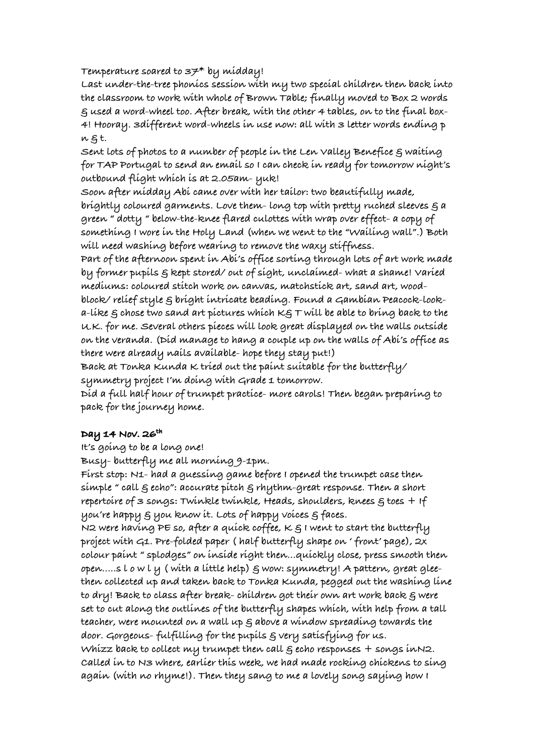Temperature soared to 37* by midday!

Last under-the-tree phonics session with my two special children then back into the classroom to work with whole of Brown Table; finally moved to Box 2 words & used a word-wheel too. After break, with the other 4 tables, on to the final box-4! Hooray. 3different word-wheels in use now: all with 3 letter words ending p n & t.

Sent lots of photos to a number of people in the Len Valley Benefice & waiting for TAP Portugal to send an email so I can check in ready for tomorrow night's outbound flight which is at 2.05am- yuk!

Soon after midday Abi came over with her tailor: two beautifully made, brightly coloured garments. Love them- long top with pretty ruched sleeves & a green " dotty " below-the-knee flared culottes with wrap over effect- a copy of something I wore in the Holy Land (when we went to the "Wailing wall".) Both will need washing before wearing to remove the waxy stiffness.

Part of the afternoon spent in Abi's office sorting through lots of art work made by former pupils & kept stored/ out of sight, unclaimed- what a shame! Varied mediums: coloured stitch work on canvas, matchstick art, sand art, wood-block/ relief style & bright intricate beading. Found a Gambian Peacock-look-a-like & chose two sand art pictures which K& T will be able to bring back to the U.K. for me. Several others pieces will look great displayed on the walls outside on the veranda. (Did manage to hang a couple up on the walls of Abi's office as there were already nails available- hope they stay put!)

Back at Tonka Kunda K tried out the paint suitable for the butterfly/ symmetry project I'm doing with Grade 1 tomorrow.

Did a full half hour of trumpet practice- more carols! Then began preparing to pack for the journey home.

**Day 14 Nov. 26th**

It's going to be a long one!

Busy- butterfly me all morning 9-1pm.

First stop: N1- had a guessing game before I opened the trumpet case then simple " call & echo": accurate pitch & rhythm-great response. Then a short repertoire of 3 songs: Twinkle twinkle, Heads, shoulders, knees & toes + If you're happy & you know it. Lots of happy voices & faces.

N2 were having PE so, after a quick coffee, K & I went to start the butterfly project with G1. Pre-folded paper ( half butterfly shape on ' front' page), 2x colour paint " splodges" on inside right then...quickly close, press smooth then open.....s l o w l y ( with a little help) & wow: symmetry! A pattern, great glee- then collected up and taken back to Tonka Kunda, pegged out the washing line to dry! Back to class after break- children got their own art work back & were set to cut along the outlines of the butterfly shapes which, with help from a tall teacher, were mounted on a wall up & above a window spreading towards the door. Gorgeous- fulfilling for the pupils & very satisfying for us.

Whizz back to collect my trumpet then call & echo responses + songs inN2. Called in to N3 where, earlier this week, we had made rocking chickens to sing again (with no rhyme!). Then they sang to me a lovely song saying how I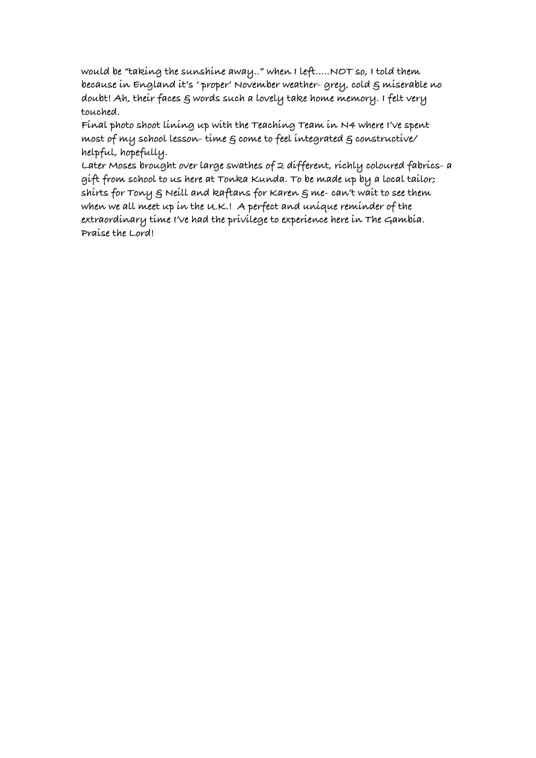would be "taking the sunshine away.." when I left.....NOT so, I told them because in England it's ' proper' November weather- grey, cold & miserable no doubt! Ah, their faces & words such a lovely take home memory. I felt very touched.

Final photo shoot lining up with the Teaching Team in N4 where I've spent most of my school lesson- time & come to feel integrated & constructive/ helpful, hopefully.

Later Moses brought over large swathes of 2 different, richly coloured fabrics- a gift from school to us here at Tonka Kunda. To be made up by a local tailor; shirts for Tony & Neill and kaftans for Karen & me- can't wait to see them when we all meet up in the U.K.! A perfect and unique reminder of the extraordinary time I've had the privilege to experience here in The Gambia. Praise the Lord!